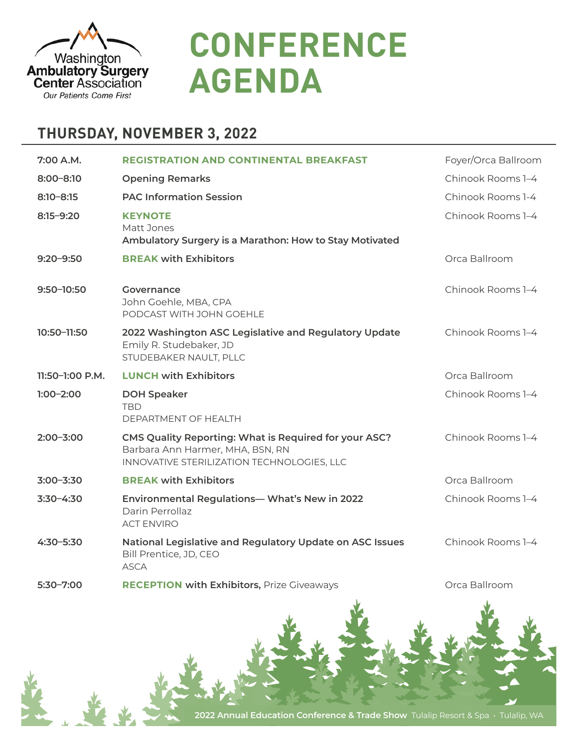Washington Ambulatory Surgery Center Association
*Our Patients Come First*

# CONFERENCE AGENDA

## THURSDAY, NOVEMBER 3, 2022

| Time | Session | Location |
|---|---|---|
| **7:00 A.M.** | **REGISTRATION AND CONTINENTAL BREAKFAST** | Foyer/Orca Ballroom |
| **8:00–8:10** | **Opening Remarks** | Chinook Rooms 1–4 |
| **8:10–8:15** | **PAC Information Session** | Chinook Rooms 1-4 |
| **8:15–9:20** | **KEYNOTE**<br>Matt Jones<br>**Ambulatory Surgery is a Marathon: How to Stay Motivated** | Chinook Rooms 1–4 |
| **9:20–9:50** | **BREAK with Exhibitors** | Orca Ballroom |
| **9:50–10:50** | **Governance**<br>John Goehle, MBA, CPA<br>PODCAST WITH JOHN GOEHLE | Chinook Rooms 1–4 |
| **10:50–11:50** | **2022 Washington ASC Legislative and Regulatory Update**<br>Emily R. Studebaker, JD<br>STUDEBAKER NAULT, PLLC | Chinook Rooms 1–4 |
| **11:50–1:00 P.M.** | **LUNCH with Exhibitors** | Orca Ballroom |
| **1:00–2:00** | **DOH Speaker**<br>TBD<br>DEPARTMENT OF HEALTH | Chinook Rooms 1–4 |
| **2:00–3:00** | **CMS Quality Reporting: What is Required for your ASC?**<br>Barbara Ann Harmer, MHA, BSN, RN<br>INNOVATIVE STERILIZATION TECHNOLOGIES, LLC | Chinook Rooms 1–4 |
| **3:00–3:30** | **BREAK with Exhibitors** | Orca Ballroom |
| **3:30–4:30** | **Environmental Regulations— What's New in 2022**<br>Darin Perrollaz<br>ACT ENVIRO | Chinook Rooms 1–4 |
| **4:30–5:30** | **National Legislative and Regulatory Update on ASC Issues**<br>Bill Prentice, JD, CEO<br>ASCA | Chinook Rooms 1–4 |
| **5:30–7:00** | **RECEPTION with Exhibitors,** Prize Giveaways | Orca Ballroom |

**2022 Annual Education Conference & Trade Show** Tulalip Resort & Spa · Tulalip, WA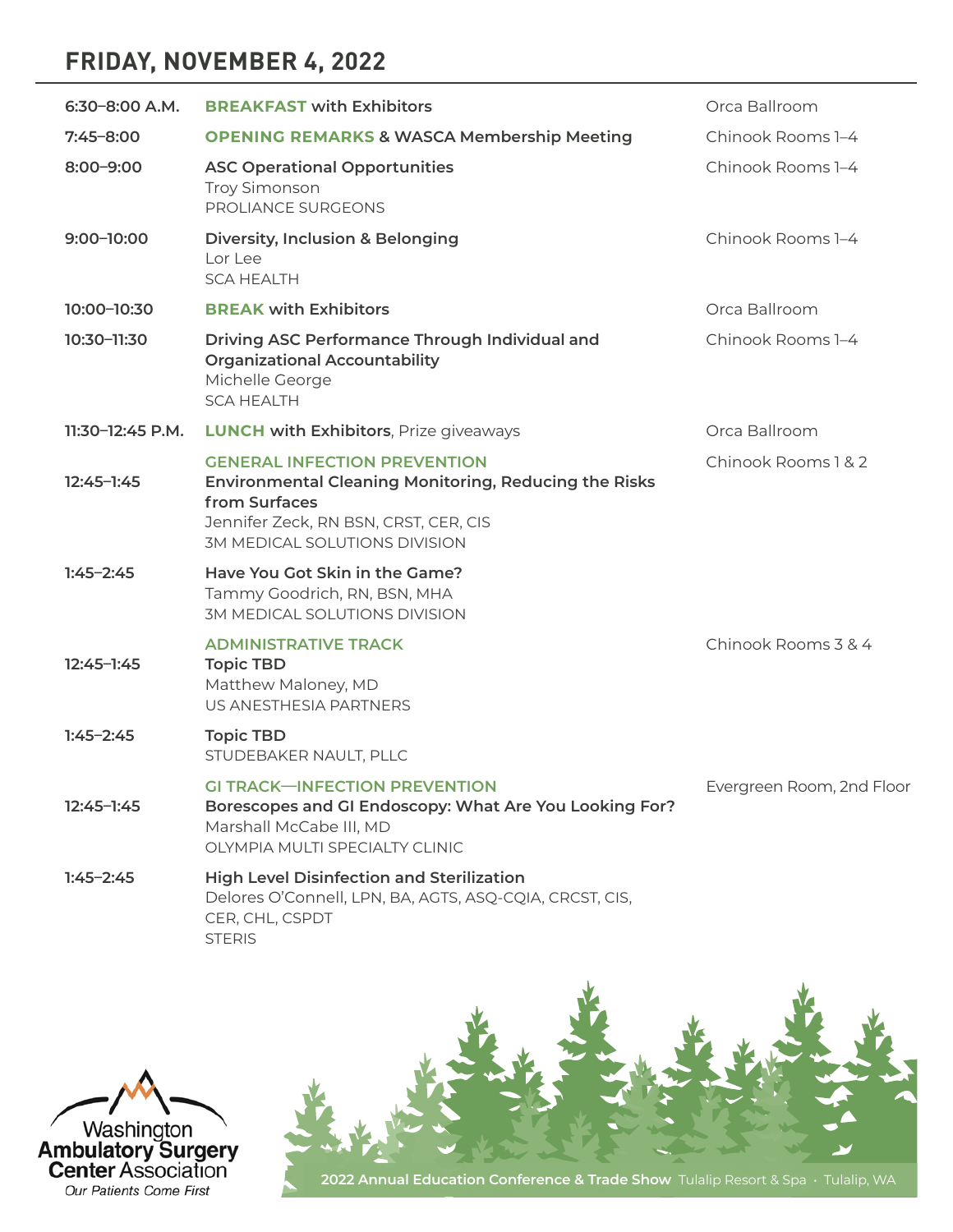## FRIDAY, NOVEMBER 4, 2022

| | | |
|---|---|---|
| 6:30–8:00 A.M. | **BREAKFAST with Exhibitors** | Orca Ballroom |
| 7:45–8:00 | **OPENING REMARKS & WASCA Membership Meeting** | Chinook Rooms 1–4 |
| 8:00–9:00 | **ASC Operational Opportunities**<br>Troy Simonson<br>PROLIANCE SURGEONS | Chinook Rooms 1–4 |
| 9:00–10:00 | **Diversity, Inclusion & Belonging**<br>Lor Lee<br>SCA HEALTH | Chinook Rooms 1–4 |
| 10:00–10:30 | **BREAK with Exhibitors** | Orca Ballroom |
| 10:30–11:30 | **Driving ASC Performance Through Individual and Organizational Accountability**<br>Michelle George<br>SCA HEALTH | Chinook Rooms 1–4 |
| 11:30–12:45 P.M. | **LUNCH with Exhibitors**, Prize giveaways | Orca Ballroom |
| | **GENERAL INFECTION PREVENTION** | Chinook Rooms 1 & 2 |
| 12:45–1:45 | **Environmental Cleaning Monitoring, Reducing the Risks from Surfaces**<br>Jennifer Zeck, RN BSN, CRST, CER, CIS<br>3M MEDICAL SOLUTIONS DIVISION | |
| 1:45–2:45 | **Have You Got Skin in the Game?**<br>Tammy Goodrich, RN, BSN, MHA<br>3M MEDICAL SOLUTIONS DIVISION | |
| | **ADMINISTRATIVE TRACK** | Chinook Rooms 3 & 4 |
| 12:45–1:45 | **Topic TBD**<br>Matthew Maloney, MD<br>US ANESTHESIA PARTNERS | |
| 1:45–2:45 | **Topic TBD**<br>STUDEBAKER NAULT, PLLC | |
| | **GI TRACK—INFECTION PREVENTION** | Evergreen Room, 2nd Floor |
| 12:45–1:45 | **Borescopes and GI Endoscopy: What Are You Looking For?**<br>Marshall McCabe III, MD<br>OLYMPIA MULTI SPECIALTY CLINIC | |
| 1:45–2:45 | **High Level Disinfection and Sterilization**<br>Delores O'Connell, LPN, BA, AGTS, ASQ-CQIA, CRCST, CIS, CER, CHL, CSPDT<br>STERIS | |

Washington Ambulatory Surgery Center Association
*Our Patients Come First*

**2022 Annual Education Conference & Trade Show** Tulalip Resort & Spa · Tulalip, WA